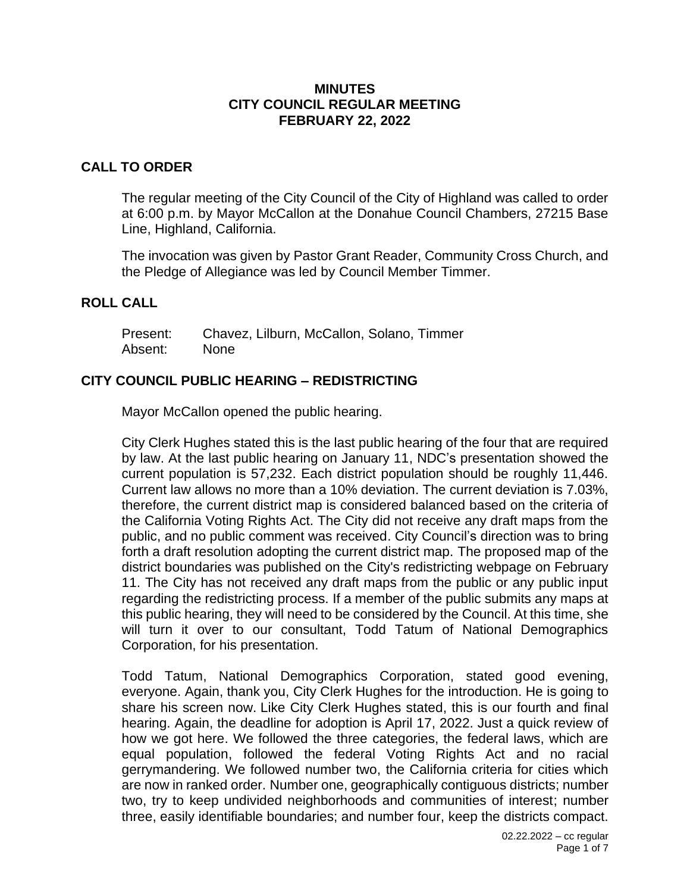# MINUTES
# CITY COUNCIL REGULAR MEETING
# FEBRUARY 22, 2022

## CALL TO ORDER

The regular meeting of the City Council of the City of Highland was called to order at 6:00 p.m. by Mayor McCallon at the Donahue Council Chambers, 27215 Base Line, Highland, California.

The invocation was given by Pastor Grant Reader, Community Cross Church, and the Pledge of Allegiance was led by Council Member Timmer.

## ROLL CALL

Present: Chavez, Lilburn, McCallon, Solano, Timmer
Absent: None

## CITY COUNCIL PUBLIC HEARING – REDISTRICTING

Mayor McCallon opened the public hearing.

City Clerk Hughes stated this is the last public hearing of the four that are required by law. At the last public hearing on January 11, NDC's presentation showed the current population is 57,232. Each district population should be roughly 11,446. Current law allows no more than a 10% deviation. The current deviation is 7.03%, therefore, the current district map is considered balanced based on the criteria of the California Voting Rights Act. The City did not receive any draft maps from the public, and no public comment was received. City Council's direction was to bring forth a draft resolution adopting the current district map. The proposed map of the district boundaries was published on the City's redistricting webpage on February 11. The City has not received any draft maps from the public or any public input regarding the redistricting process. If a member of the public submits any maps at this public hearing, they will need to be considered by the Council. At this time, she will turn it over to our consultant, Todd Tatum of National Demographics Corporation, for his presentation.

Todd Tatum, National Demographics Corporation, stated good evening, everyone. Again, thank you, City Clerk Hughes for the introduction. He is going to share his screen now. Like City Clerk Hughes stated, this is our fourth and final hearing. Again, the deadline for adoption is April 17, 2022. Just a quick review of how we got here. We followed the three categories, the federal laws, which are equal population, followed the federal Voting Rights Act and no racial gerrymandering. We followed number two, the California criteria for cities which are now in ranked order. Number one, geographically contiguous districts; number two, try to keep undivided neighborhoods and communities of interest; number three, easily identifiable boundaries; and number four, keep the districts compact.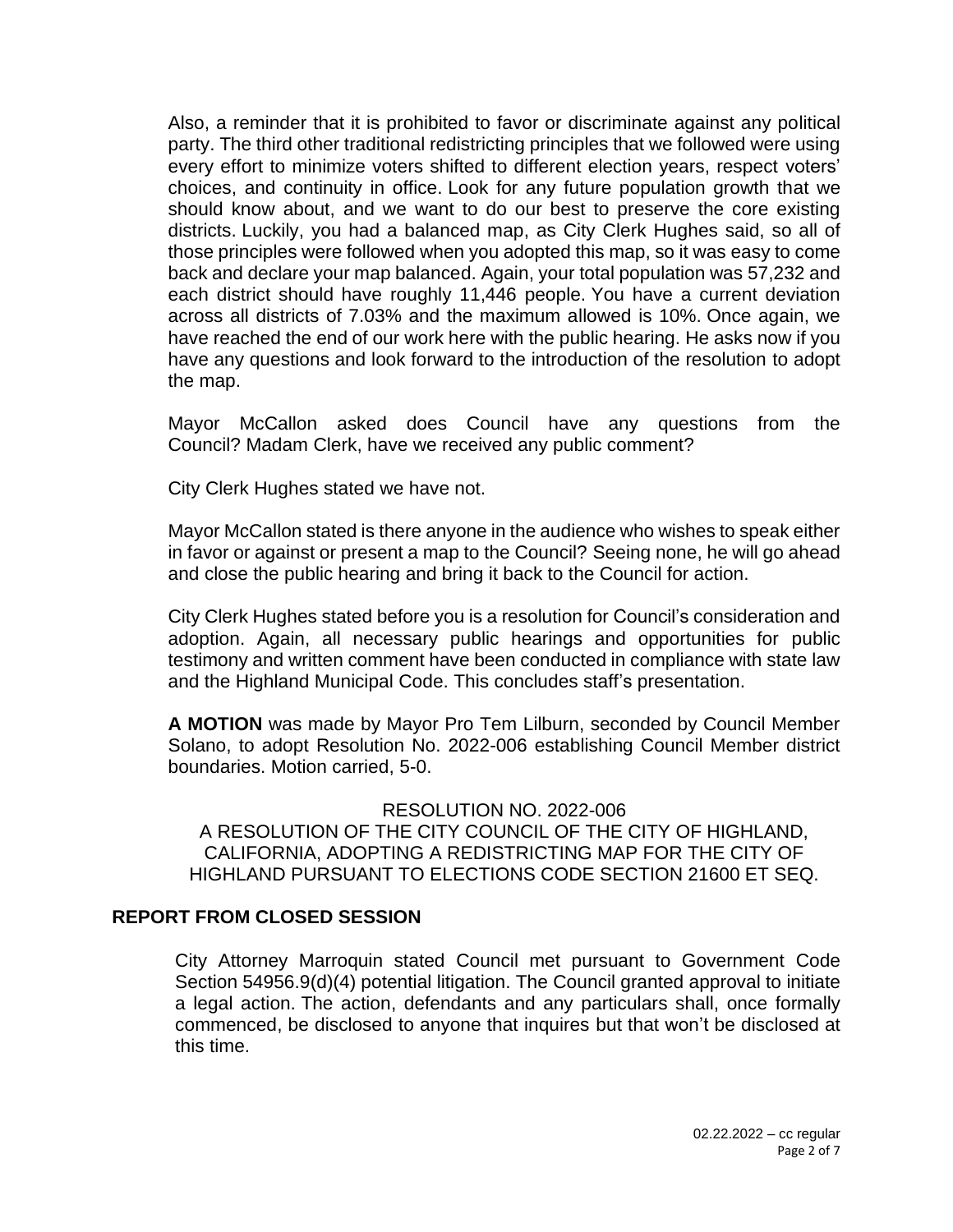Also, a reminder that it is prohibited to favor or discriminate against any political party. The third other traditional redistricting principles that we followed were using every effort to minimize voters shifted to different election years, respect voters' choices, and continuity in office. Look for any future population growth that we should know about, and we want to do our best to preserve the core existing districts. Luckily, you had a balanced map, as City Clerk Hughes said, so all of those principles were followed when you adopted this map, so it was easy to come back and declare your map balanced. Again, your total population was 57,232 and each district should have roughly 11,446 people. You have a current deviation across all districts of 7.03% and the maximum allowed is 10%. Once again, we have reached the end of our work here with the public hearing. He asks now if you have any questions and look forward to the introduction of the resolution to adopt the map.

Mayor McCallon asked does Council have any questions from the Council? Madam Clerk, have we received any public comment?

City Clerk Hughes stated we have not.

Mayor McCallon stated is there anyone in the audience who wishes to speak either in favor or against or present a map to the Council? Seeing none, he will go ahead and close the public hearing and bring it back to the Council for action.

City Clerk Hughes stated before you is a resolution for Council's consideration and adoption. Again, all necessary public hearings and opportunities for public testimony and written comment have been conducted in compliance with state law and the Highland Municipal Code. This concludes staff's presentation.

**A MOTION** was made by Mayor Pro Tem Lilburn, seconded by Council Member Solano, to adopt Resolution No. 2022-006 establishing Council Member district boundaries. Motion carried, 5-0.

RESOLUTION NO. 2022-006
A RESOLUTION OF THE CITY COUNCIL OF THE CITY OF HIGHLAND, CALIFORNIA, ADOPTING A REDISTRICTING MAP FOR THE CITY OF HIGHLAND PURSUANT TO ELECTIONS CODE SECTION 21600 ET SEQ.

## REPORT FROM CLOSED SESSION

City Attorney Marroquin stated Council met pursuant to Government Code Section 54956.9(d)(4) potential litigation. The Council granted approval to initiate a legal action. The action, defendants and any particulars shall, once formally commenced, be disclosed to anyone that inquires but that won't be disclosed at this time.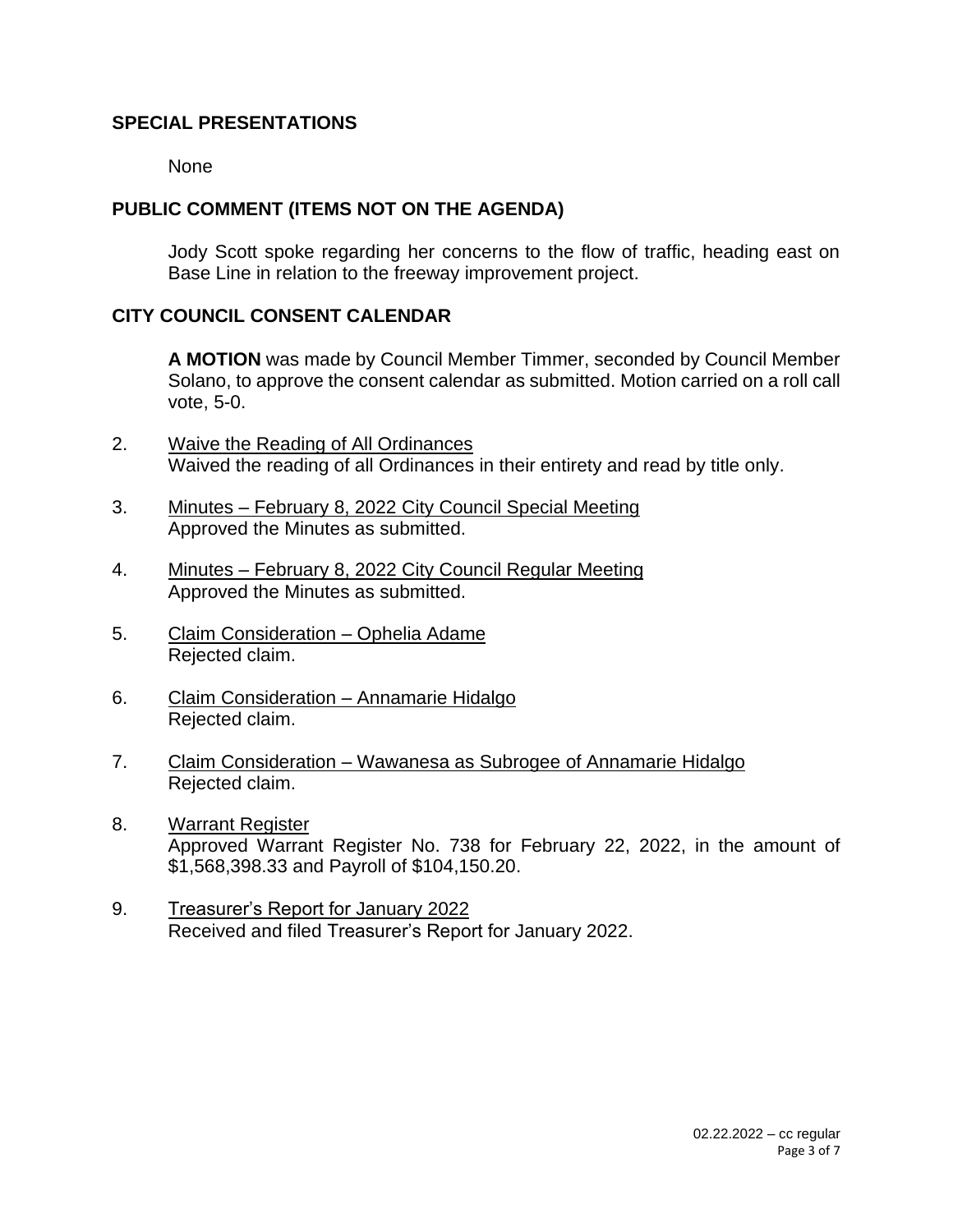## SPECIAL PRESENTATIONS

None

## PUBLIC COMMENT (ITEMS NOT ON THE AGENDA)

Jody Scott spoke regarding her concerns to the flow of traffic, heading east on Base Line in relation to the freeway improvement project.

## CITY COUNCIL CONSENT CALENDAR

**A MOTION** was made by Council Member Timmer, seconded by Council Member Solano, to approve the consent calendar as submitted. Motion carried on a roll call vote, 5-0.

2. Waive the Reading of All Ordinances
   Waived the reading of all Ordinances in their entirety and read by title only.

3. Minutes – February 8, 2022 City Council Special Meeting
   Approved the Minutes as submitted.

4. Minutes – February 8, 2022 City Council Regular Meeting
   Approved the Minutes as submitted.

5. Claim Consideration – Ophelia Adame
   Rejected claim.

6. Claim Consideration – Annamarie Hidalgo
   Rejected claim.

7. Claim Consideration – Wawanesa as Subrogee of Annamarie Hidalgo
   Rejected claim.

8. Warrant Register
   Approved Warrant Register No. 738 for February 22, 2022, in the amount of $1,568,398.33 and Payroll of $104,150.20.

9. Treasurer's Report for January 2022
   Received and filed Treasurer's Report for January 2022.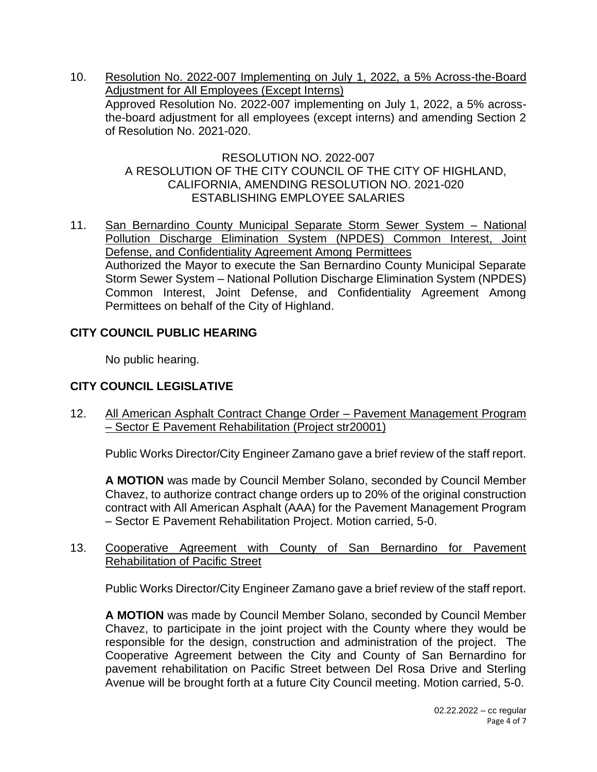10. Resolution No. 2022-007 Implementing on July 1, 2022, a 5% Across-the-Board Adjustment for All Employees (Except Interns)
    Approved Resolution No. 2022-007 implementing on July 1, 2022, a 5% across-the-board adjustment for all employees (except interns) and amending Section 2 of Resolution No. 2021-020.

    RESOLUTION NO. 2022-007
    A RESOLUTION OF THE CITY COUNCIL OF THE CITY OF HIGHLAND, CALIFORNIA, AMENDING RESOLUTION NO. 2021-020 ESTABLISHING EMPLOYEE SALARIES

11. San Bernardino County Municipal Separate Storm Sewer System – National Pollution Discharge Elimination System (NPDES) Common Interest, Joint Defense, and Confidentiality Agreement Among Permittees
    Authorized the Mayor to execute the San Bernardino County Municipal Separate Storm Sewer System – National Pollution Discharge Elimination System (NPDES) Common Interest, Joint Defense, and Confidentiality Agreement Among Permittees on behalf of the City of Highland.

## CITY COUNCIL PUBLIC HEARING

No public hearing.

## CITY COUNCIL LEGISLATIVE

12. All American Asphalt Contract Change Order – Pavement Management Program – Sector E Pavement Rehabilitation (Project str20001)

    Public Works Director/City Engineer Zamano gave a brief review of the staff report.

    **A MOTION** was made by Council Member Solano, seconded by Council Member Chavez, to authorize contract change orders up to 20% of the original construction contract with All American Asphalt (AAA) for the Pavement Management Program – Sector E Pavement Rehabilitation Project. Motion carried, 5-0.

13. Cooperative Agreement with County of San Bernardino for Pavement Rehabilitation of Pacific Street

    Public Works Director/City Engineer Zamano gave a brief review of the staff report.

    **A MOTION** was made by Council Member Solano, seconded by Council Member Chavez, to participate in the joint project with the County where they would be responsible for the design, construction and administration of the project. The Cooperative Agreement between the City and County of San Bernardino for pavement rehabilitation on Pacific Street between Del Rosa Drive and Sterling Avenue will be brought forth at a future City Council meeting. Motion carried, 5-0.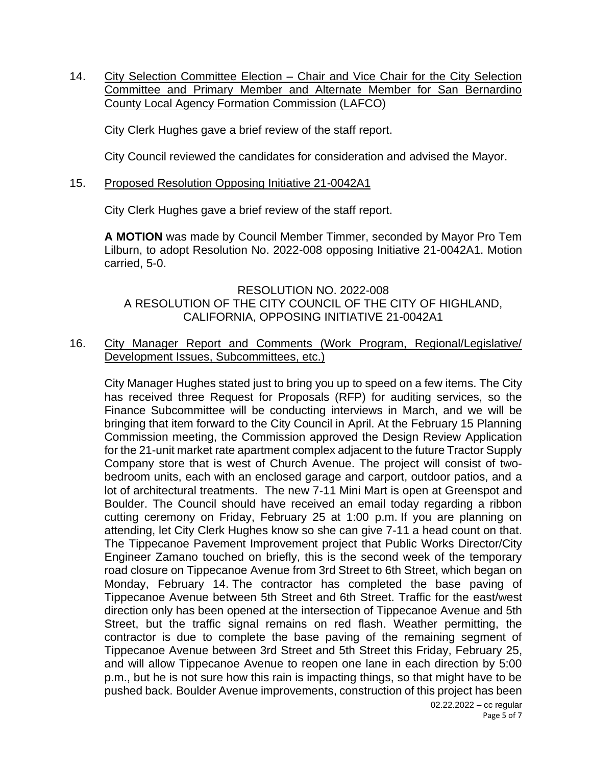14. <u>City Selection Committee Election – Chair and Vice Chair for the City Selection Committee and Primary Member and Alternate Member for San Bernardino County Local Agency Formation Commission (LAFCO)</u>

City Clerk Hughes gave a brief review of the staff report.

City Council reviewed the candidates for consideration and advised the Mayor.

15. <u>Proposed Resolution Opposing Initiative 21-0042A1</u>

City Clerk Hughes gave a brief review of the staff report.

**A MOTION** was made by Council Member Timmer, seconded by Mayor Pro Tem Lilburn, to adopt Resolution No. 2022-008 opposing Initiative 21-0042A1. Motion carried, 5-0.

RESOLUTION NO. 2022-008
A RESOLUTION OF THE CITY COUNCIL OF THE CITY OF HIGHLAND, CALIFORNIA, OPPOSING INITIATIVE 21-0042A1

16. <u>City Manager Report and Comments (Work Program, Regional/Legislative/ Development Issues, Subcommittees, etc.)</u>

City Manager Hughes stated just to bring you up to speed on a few items. The City has received three Request for Proposals (RFP) for auditing services, so the Finance Subcommittee will be conducting interviews in March, and we will be bringing that item forward to the City Council in April. At the February 15 Planning Commission meeting, the Commission approved the Design Review Application for the 21-unit market rate apartment complex adjacent to the future Tractor Supply Company store that is west of Church Avenue. The project will consist of two-bedroom units, each with an enclosed garage and carport, outdoor patios, and a lot of architectural treatments. The new 7-11 Mini Mart is open at Greenspot and Boulder. The Council should have received an email today regarding a ribbon cutting ceremony on Friday, February 25 at 1:00 p.m. If you are planning on attending, let City Clerk Hughes know so she can give 7-11 a head count on that. The Tippecanoe Pavement Improvement project that Public Works Director/City Engineer Zamano touched on briefly, this is the second week of the temporary road closure on Tippecanoe Avenue from 3rd Street to 6th Street, which began on Monday, February 14. The contractor has completed the base paving of Tippecanoe Avenue between 5th Street and 6th Street. Traffic for the east/west direction only has been opened at the intersection of Tippecanoe Avenue and 5th Street, but the traffic signal remains on red flash. Weather permitting, the contractor is due to complete the base paving of the remaining segment of Tippecanoe Avenue between 3rd Street and 5th Street this Friday, February 25, and will allow Tippecanoe Avenue to reopen one lane in each direction by 5:00 p.m., but he is not sure how this rain is impacting things, so that might have to be pushed back. Boulder Avenue improvements, construction of this project has been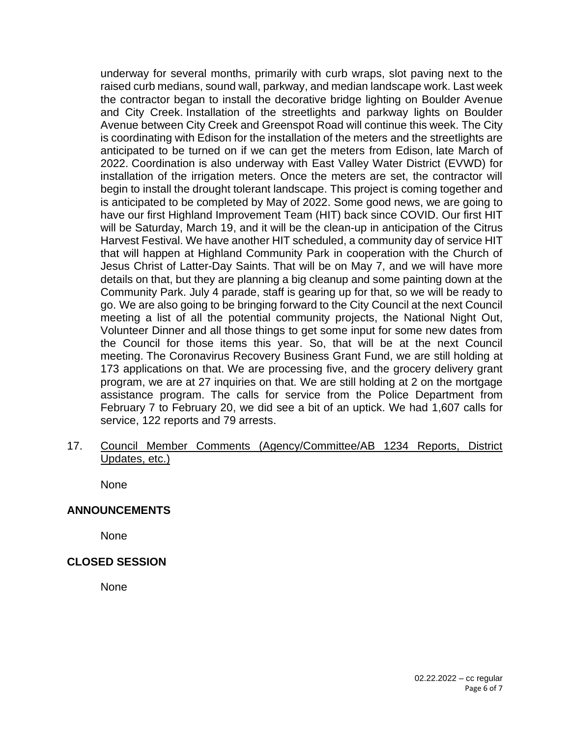underway for several months, primarily with curb wraps, slot paving next to the raised curb medians, sound wall, parkway, and median landscape work. Last week the contractor began to install the decorative bridge lighting on Boulder Avenue and City Creek. Installation of the streetlights and parkway lights on Boulder Avenue between City Creek and Greenspot Road will continue this week. The City is coordinating with Edison for the installation of the meters and the streetlights are anticipated to be turned on if we can get the meters from Edison, late March of 2022. Coordination is also underway with East Valley Water District (EVWD) for installation of the irrigation meters. Once the meters are set, the contractor will begin to install the drought tolerant landscape. This project is coming together and is anticipated to be completed by May of 2022. Some good news, we are going to have our first Highland Improvement Team (HIT) back since COVID. Our first HIT will be Saturday, March 19, and it will be the clean-up in anticipation of the Citrus Harvest Festival. We have another HIT scheduled, a community day of service HIT that will happen at Highland Community Park in cooperation with the Church of Jesus Christ of Latter-Day Saints. That will be on May 7, and we will have more details on that, but they are planning a big cleanup and some painting down at the Community Park. July 4 parade, staff is gearing up for that, so we will be ready to go. We are also going to be bringing forward to the City Council at the next Council meeting a list of all the potential community projects, the National Night Out, Volunteer Dinner and all those things to get some input for some new dates from the Council for those items this year. So, that will be at the next Council meeting. The Coronavirus Recovery Business Grant Fund, we are still holding at 173 applications on that. We are processing five, and the grocery delivery grant program, we are at 27 inquiries on that. We are still holding at 2 on the mortgage assistance program. The calls for service from the Police Department from February 7 to February 20, we did see a bit of an uptick. We had 1,607 calls for service, 122 reports and 79 arrests.

17. Council Member Comments (Agency/Committee/AB 1234 Reports, District Updates, etc.)

    None

## ANNOUNCEMENTS

None

## CLOSED SESSION

None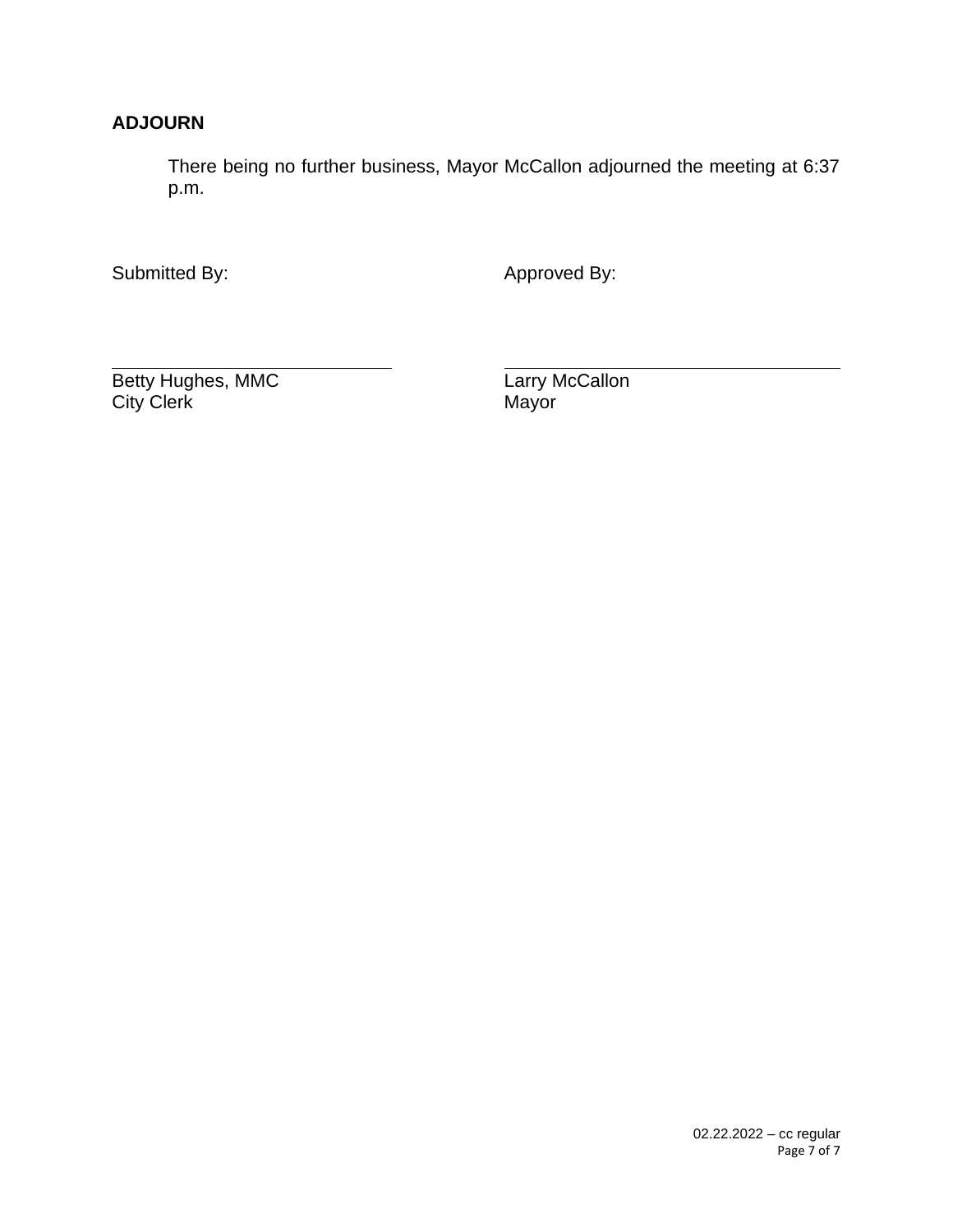**ADJOURN**

There being no further business, Mayor McCallon adjourned the meeting at 6:37 p.m.

Submitted By:

\_\_\_\_\_\_\_\_\_\_\_\_\_\_\_\_\_\_\_\_\_\_\_\_\_\_\_\_\_\_

Betty Hughes, MMC
City Clerk

Approved By:

\_\_\_\_\_\_\_\_\_\_\_\_\_\_\_\_\_\_\_\_\_\_\_\_\_\_\_\_\_\_

Larry McCallon
Mayor